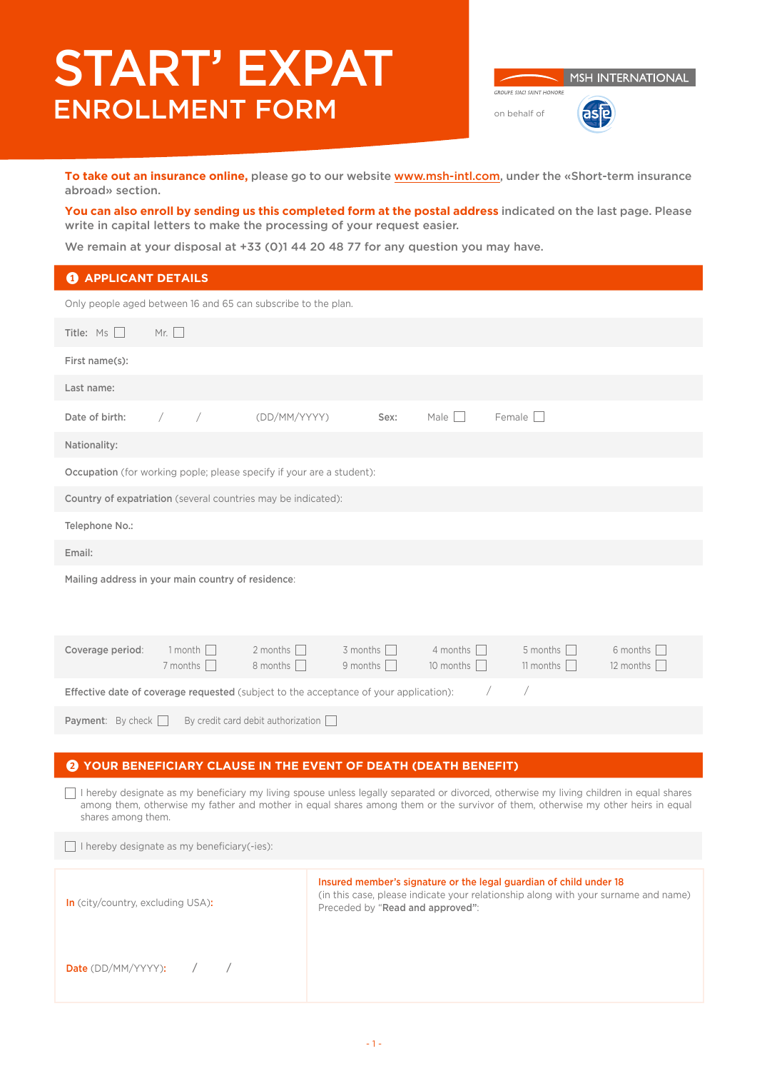# START' EXPAT
## ENROLLMENT FORM

MSH INTERNATIONAL
GROUPE SIACI SAINT HONORE
on behalf of

**To take out an insurance online,** please go to our website www.msh-intl.com, under the «Short-term insurance abroad» section.

**You can also enroll by sending us this completed form at the postal address** indicated on the last page. Please write in capital letters to make the processing of your request easier.

We remain at your disposal at +33 (0)1 44 20 48 77 for any question you may have.

## 1 APPLICANT DETAILS

Only people aged between 16 and 65 can subscribe to the plan.

**Title:** Ms ☐ Mr. ☐

**First name(s):**

**Last name:**

**Date of birth:** / / (DD/MM/YYYY) **Sex:** Male ☐ Female ☐

**Nationality:**

**Occupation** (for working pople; please specify if your are a student):

**Country of expatriation** (several countries may be indicated):

**Telephone No.:**

**Email:**

**Mailing address in your main country of residence:**

**Coverage period:**

| | | | | | |
|---|---|---|---|---|---|
| 1 month ☐ | 2 months ☐ | 3 months ☐ | 4 months ☐ | 5 months ☐ | 6 months ☐ |
| 7 months ☐ | 8 months ☐ | 9 months ☐ | 10 months ☐ | 11 months ☐ | 12 months ☐ |

**Effective date of coverage requested** (subject to the acceptance of your application): / /

**Payment:** By check ☐ By credit card debit authorization ☐

## 2 YOUR BENEFICIARY CLAUSE IN THE EVENT OF DEATH (DEATH BENEFIT)

☐ I hereby designate as my beneficiary my living spouse unless legally separated or divorced, otherwise my living children in equal shares among them, otherwise my father and mother in equal shares among them or the survivor of them, otherwise my other heirs in equal shares among them.

☐ I hereby designate as my beneficiary(-ies):

| | |
|---|---|
| **In** (city/country, excluding USA): | **Insured member's signature or the legal guardian of child under 18** (in this case, please indicate your relationship along with your surname and name) Preceded by "**Read and approved**": |
| **Date** (DD/MM/YYYY): / / | |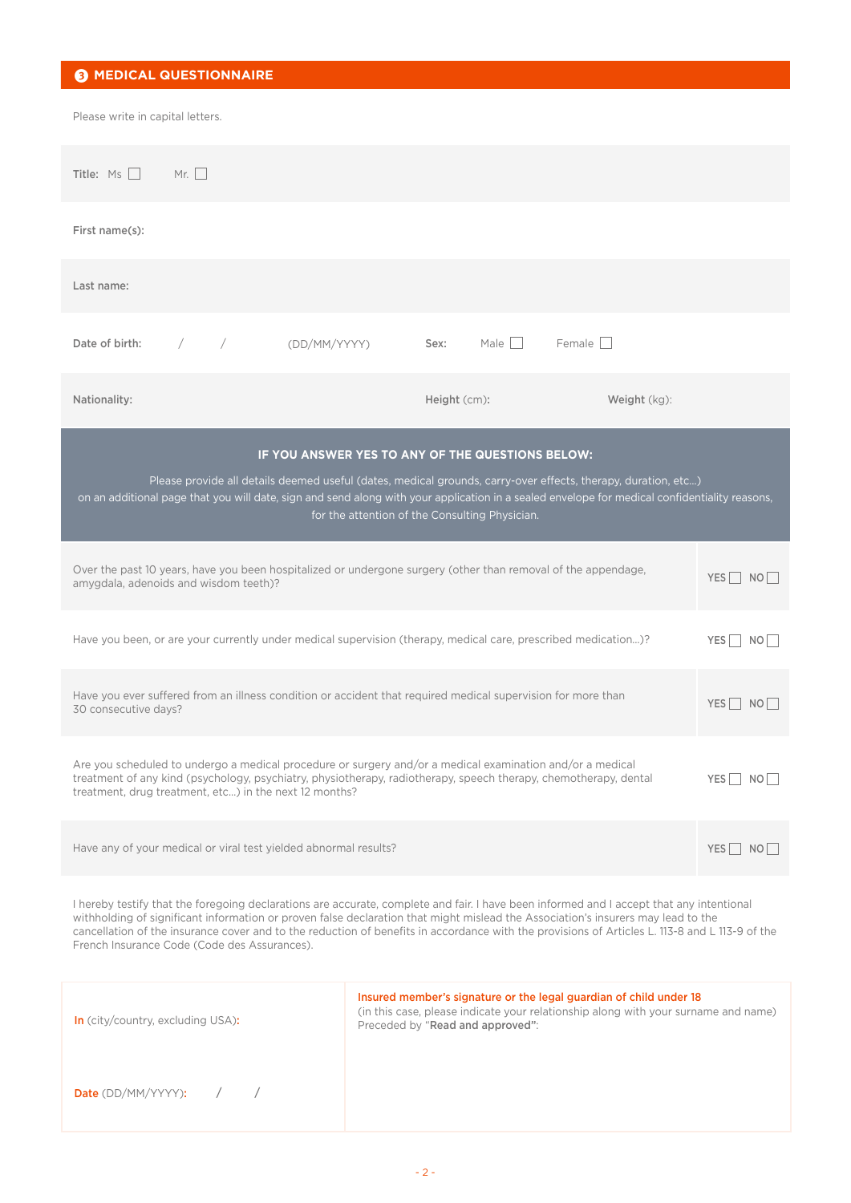## 3 MEDICAL QUESTIONNAIRE

Please write in capital letters.

**Title:** Ms ☐ Mr. ☐

**First name(s):**

**Last name:**

**Date of birth:** / / (DD/MM/YYYY) **Sex:** Male ☐ Female ☐

**Nationality:** **Height** (cm): **Weight** (kg):

**IF YOU ANSWER YES TO ANY OF THE QUESTIONS BELOW:**

Please provide all details deemed useful (dates, medical grounds, carry-over effects, therapy, duration, etc...) on an additional page that you will date, sign and send along with your application in a sealed envelope for medical confidentiality reasons, for the attention of the Consulting Physician.

| Question | Answer |
|---|---|
| Over the past 10 years, have you been hospitalized or undergone surgery (other than removal of the appendage, amygdala, adenoids and wisdom teeth)? | YES ☐ NO ☐ |
| Have you been, or are your currently under medical supervision (therapy, medical care, prescribed medication...)? | YES ☐ NO ☐ |
| Have you ever suffered from an illness condition or accident that required medical supervision for more than 30 consecutive days? | YES ☐ NO ☐ |
| Are you scheduled to undergo a medical procedure or surgery and/or a medical examination and/or a medical treatment of any kind (psychology, psychiatry, physiotherapy, radiotherapy, speech therapy, chemotherapy, dental treatment, drug treatment, etc...) in the next 12 months? | YES ☐ NO ☐ |
| Have any of your medical or viral test yielded abnormal results? | YES ☐ NO ☐ |

I hereby testify that the foregoing declarations are accurate, complete and fair. I have been informed and I accept that any intentional withholding of significant information or proven false declaration that might mislead the Association's insurers may lead to the cancellation of the insurance cover and to the reduction of benefits in accordance with the provisions of Articles L. 113-8 and L 113-9 of the French Insurance Code (Code des Assurances).

| | |
|---|---|
| **In** (city/country, excluding USA): | **Insured member's signature or the legal guardian of child under 18** (in this case, please indicate your relationship along with your surname and name) Preceded by "**Read and approved**": |
| **Date** (DD/MM/YYYY): / / | |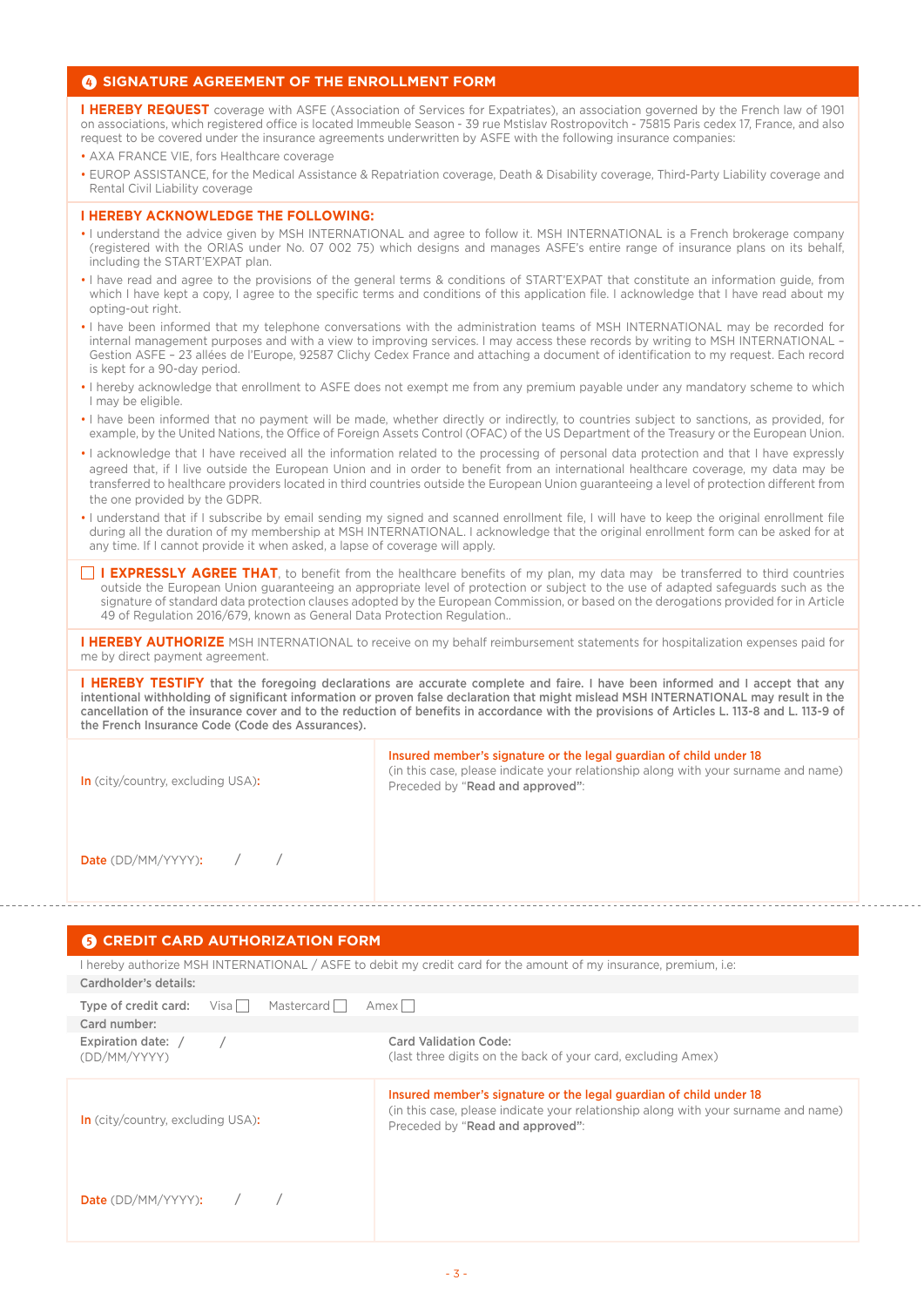## 4 SIGNATURE AGREEMENT OF THE ENROLLMENT FORM

**I HEREBY REQUEST** coverage with ASFE (Association of Services for Expatriates), an association governed by the French law of 1901 on associations, which registered office is located Immeuble Season - 39 rue Mstislav Rostropovitch - 75815 Paris cedex 17, France, and also request to be covered under the insurance agreements underwritten by ASFE with the following insurance companies:

- AXA FRANCE VIE, fors Healthcare coverage
- EUROP ASSISTANCE, for the Medical Assistance & Repatriation coverage, Death & Disability coverage, Third-Party Liability coverage and Rental Civil Liability coverage

**I HEREBY ACKNOWLEDGE THE FOLLOWING:**

- I understand the advice given by MSH INTERNATIONAL and agree to follow it. MSH INTERNATIONAL is a French brokerage company (registered with the ORIAS under No. 07 002 75) which designs and manages ASFE's entire range of insurance plans on its behalf, including the START'EXPAT plan.
- I have read and agree to the provisions of the general terms & conditions of START'EXPAT that constitute an information guide, from which I have kept a copy, I agree to the specific terms and conditions of this application file. I acknowledge that I have read about my opting-out right.
- I have been informed that my telephone conversations with the administration teams of MSH INTERNATIONAL may be recorded for internal management purposes and with a view to improving services. I may access these records by writing to MSH INTERNATIONAL – Gestion ASFE – 23 allées de l'Europe, 92587 Clichy Cedex France and attaching a document of identification to my request. Each record is kept for a 90-day period.
- I hereby acknowledge that enrollment to ASFE does not exempt me from any premium payable under any mandatory scheme to which I may be eligible.
- I have been informed that no payment will be made, whether directly or indirectly, to countries subject to sanctions, as provided, for example, by the United Nations, the Office of Foreign Assets Control (OFAC) of the US Department of the Treasury or the European Union.
- I acknowledge that I have received all the information related to the processing of personal data protection and that I have expressly agreed that, if I live outside the European Union and in order to benefit from an international healthcare coverage, my data may be transferred to healthcare providers located in third countries outside the European Union guaranteeing a level of protection different from the one provided by the GDPR.
- I understand that if I subscribe by email sending my signed and scanned enrollment file, I will have to keep the original enrollment file during all the duration of my membership at MSH INTERNATIONAL. I acknowledge that the original enrollment form can be asked for at any time. If I cannot provide it when asked, a lapse of coverage will apply.

☐ **I EXPRESSLY AGREE THAT**, to benefit from the healthcare benefits of my plan, my data may be transferred to third countries outside the European Union guaranteeing an appropriate level of protection or subject to the use of adapted safeguards such as the signature of standard data protection clauses adopted by the European Commission, or based on the derogations provided for in Article 49 of Regulation 2016/679, known as General Data Protection Regulation..

**I HEREBY AUTHORIZE** MSH INTERNATIONAL to receive on my behalf reimbursement statements for hospitalization expenses paid for me by direct payment agreement.

**I HEREBY TESTIFY** **that the foregoing declarations are accurate complete and faire. I have been informed and I accept that any intentional withholding of significant information or proven false declaration that might mislead MSH INTERNATIONAL may result in the cancellation of the insurance cover and to the reduction of benefits in accordance with the provisions of Articles L. 113-8 and L. 113-9 of the French Insurance Code (Code des Assurances).**

| | |
|---|---|
| **In** (city/country, excluding USA): <br><br> **Date** (DD/MM/YYYY): / / | **Insured member's signature or the legal guardian of child under 18** <br> (in this case, please indicate your relationship along with your surname and name) <br> Preceded by "**Read and approved"**: |

## 5 CREDIT CARD AUTHORIZATION FORM

I hereby authorize MSH INTERNATIONAL / ASFE to debit my credit card for the amount of my insurance, premium, i.e:

Cardholder's details:

Type of credit card: Visa ☐ Mastercard ☐ Amex ☐

Card number:

Expiration date: / / (DD/MM/YYYY)

Card Validation Code: (last three digits on the back of your card, excluding Amex)

| | |
|---|---|
| **In** (city/country, excluding USA): <br><br> **Date** (DD/MM/YYYY): / / | **Insured member's signature or the legal guardian of child under 18** <br> (in this case, please indicate your relationship along with your surname and name) <br> Preceded by "**Read and approved"**: |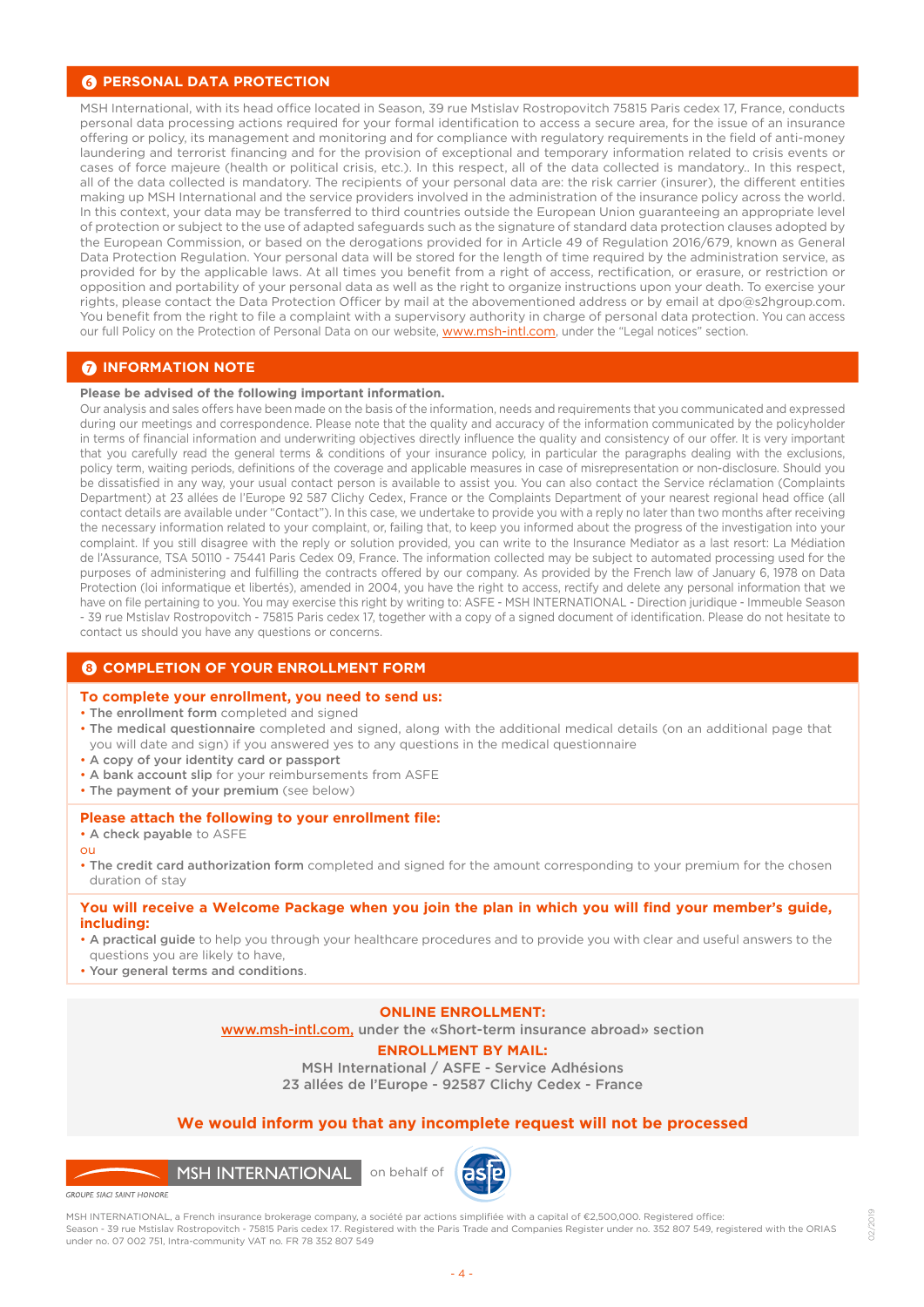## 6 PERSONAL DATA PROTECTION

MSH International, with its head office located in Season, 39 rue Mstislav Rostropovitch 75815 Paris cedex 17, France, conducts personal data processing actions required for your formal identification to access a secure area, for the issue of an insurance offering or policy, its management and monitoring and for compliance with regulatory requirements in the field of anti-money laundering and terrorist financing and for the provision of exceptional and temporary information related to crisis events or cases of force majeure (health or political crisis, etc.). In this respect, all of the data collected is mandatory.. In this respect, all of the data collected is mandatory. The recipients of your personal data are: the risk carrier (insurer), the different entities making up MSH International and the service providers involved in the administration of the insurance policy across the world. In this context, your data may be transferred to third countries outside the European Union guaranteeing an appropriate level of protection or subject to the use of adapted safeguards such as the signature of standard data protection clauses adopted by the European Commission, or based on the derogations provided for in Article 49 of Regulation 2016/679, known as General Data Protection Regulation. Your personal data will be stored for the length of time required by the administration service, as provided for by the applicable laws. At all times you benefit from a right of access, rectification, or erasure, or restriction or opposition and portability of your personal data as well as the right to organize instructions upon your death. To exercise your rights, please contact the Data Protection Officer by mail at the abovementioned address or by email at dpo@s2hgroup.com. You benefit from the right to file a complaint with a supervisory authority in charge of personal data protection. You can access our full Policy on the Protection of Personal Data on our website, www.msh-intl.com, under the "Legal notices" section.

## 7 INFORMATION NOTE

**Please be advised of the following important information.**

Our analysis and sales offers have been made on the basis of the information, needs and requirements that you communicated and expressed during our meetings and correspondence. Please note that the quality and accuracy of the information communicated by the policyholder in terms of financial information and underwriting objectives directly influence the quality and consistency of our offer. It is very important that you carefully read the general terms & conditions of your insurance policy, in particular the paragraphs dealing with the exclusions, policy term, waiting periods, definitions of the coverage and applicable measures in case of misrepresentation or non-disclosure. Should you be dissatisfied in any way, your usual contact person is available to assist you. You can also contact the Service réclamation (Complaints Department) at 23 allées de l'Europe 92 587 Clichy Cedex, France or the Complaints Department of your nearest regional head office (all contact details are available under "Contact"). In this case, we undertake to provide you with a reply no later than two months after receiving the necessary information related to your complaint, or, failing that, to keep you informed about the progress of the investigation into your complaint. If you still disagree with the reply or solution provided, you can write to the Insurance Mediator as a last resort: La Médiation de l'Assurance, TSA 50110 - 75441 Paris Cedex 09, France. The information collected may be subject to automated processing used for the purposes of administering and fulfilling the contracts offered by our company. As provided by the French law of January 6, 1978 on Data Protection (loi informatique et libertés), amended in 2004, you have the right to access, rectify and delete any personal information that we have on file pertaining to you. You may exercise this right by writing to: ASFE - MSH INTERNATIONAL - Direction juridique - Immeuble Season - 39 rue Mstislav Rostropovitch - 75815 Paris cedex 17, together with a copy of a signed document of identification. Please do not hesitate to contact us should you have any questions or concerns.

## 8 COMPLETION OF YOUR ENROLLMENT FORM

**To complete your enrollment, you need to send us:**

- **The enrollment form** completed and signed
- **The medical questionnaire** completed and signed, along with the additional medical details (on an additional page that you will date and sign) if you answered yes to any questions in the medical questionnaire
- **A copy of your identity card or passport**
- **A bank account slip** for your reimbursements from ASFE
- **The payment of your premium** (see below)

**Please attach the following to your enrollment file:**

- **A check payable** to ASFE

ou

- **The credit card authorization form** completed and signed for the amount corresponding to your premium for the chosen duration of stay

**You will receive a Welcome Package when you join the plan in which you will find your member's guide, including:**

- **A practical guide** to help you through your healthcare procedures and to provide you with clear and useful answers to the questions you are likely to have,
- **Your general terms and conditions**.

**ONLINE ENROLLMENT:**
www.msh-intl.com, under the «Short-term insurance abroad» section

**ENROLLMENT BY MAIL:**
MSH International / ASFE - Service Adhésions
23 allées de l'Europe - 92587 Clichy Cedex - France

**We would inform you that any incomplete request will not be processed**

MSH INTERNATIONAL on behalf of asfe

GROUPE SIACI SAINT HONORE

MSH INTERNATIONAL, a French insurance brokerage company, a société par actions simplifiée with a capital of €2,500,000. Registered office: Season - 39 rue Mstislav Rostropovitch - 75815 Paris cedex 17. Registered with the Paris Trade and Companies Register under no. 352 807 549, registered with the ORIAS under no. 07 002 751, Intra-community VAT no. FR 78 352 807 549

02/2019